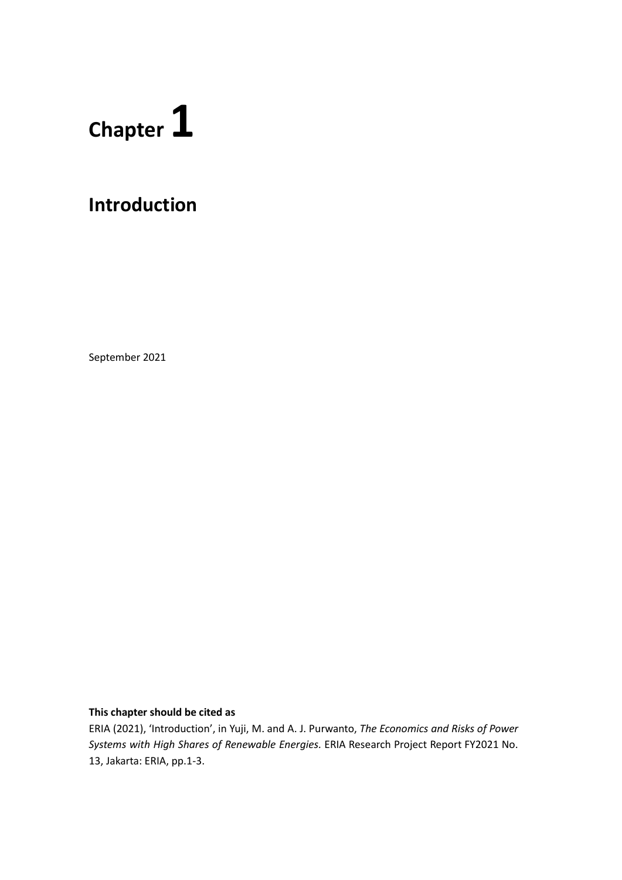# Chapter 1

## Introduction

September 2021

**This chapter should be cited as**

ERIA (2021), 'Introduction', in Yuji, M. and A. J. Purwanto, *The Economics and Risks of Power Systems with High Shares of Renewable Energies.* ERIA Research Project Report FY2021 No. 13, Jakarta: ERIA, pp.1-3.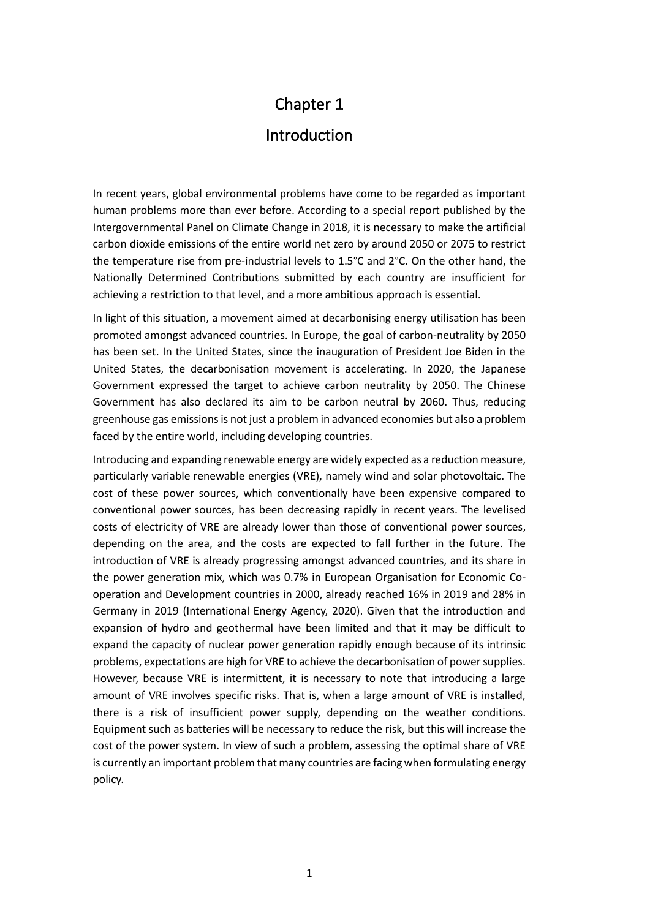# Chapter 1

# Introduction

In recent years, global environmental problems have come to be regarded as important human problems more than ever before. According to a special report published by the Intergovernmental Panel on Climate Change in 2018, it is necessary to make the artificial carbon dioxide emissions of the entire world net zero by around 2050 or 2075 to restrict the temperature rise from pre-industrial levels to 1.5°C and 2°C. On the other hand, the Nationally Determined Contributions submitted by each country are insufficient for achieving a restriction to that level, and a more ambitious approach is essential.

In light of this situation, a movement aimed at decarbonising energy utilisation has been promoted amongst advanced countries. In Europe, the goal of carbon-neutrality by 2050 has been set. In the United States, since the inauguration of President Joe Biden in the United States, the decarbonisation movement is accelerating. In 2020, the Japanese Government expressed the target to achieve carbon neutrality by 2050. The Chinese Government has also declared its aim to be carbon neutral by 2060. Thus, reducing greenhouse gas emissions is not just a problem in advanced economies but also a problem faced by the entire world, including developing countries.

Introducing and expanding renewable energy are widely expected as a reduction measure, particularly variable renewable energies (VRE), namely wind and solar photovoltaic. The cost of these power sources, which conventionally have been expensive compared to conventional power sources, has been decreasing rapidly in recent years. The levelised costs of electricity of VRE are already lower than those of conventional power sources, depending on the area, and the costs are expected to fall further in the future. The introduction of VRE is already progressing amongst advanced countries, and its share in the power generation mix, which was 0.7% in European Organisation for Economic Co-operation and Development countries in 2000, already reached 16% in 2019 and 28% in Germany in 2019 (International Energy Agency, 2020). Given that the introduction and expansion of hydro and geothermal have been limited and that it may be difficult to expand the capacity of nuclear power generation rapidly enough because of its intrinsic problems, expectations are high for VRE to achieve the decarbonisation of power supplies. However, because VRE is intermittent, it is necessary to note that introducing a large amount of VRE involves specific risks. That is, when a large amount of VRE is installed, there is a risk of insufficient power supply, depending on the weather conditions. Equipment such as batteries will be necessary to reduce the risk, but this will increase the cost of the power system. In view of such a problem, assessing the optimal share of VRE is currently an important problem that many countries are facing when formulating energy policy.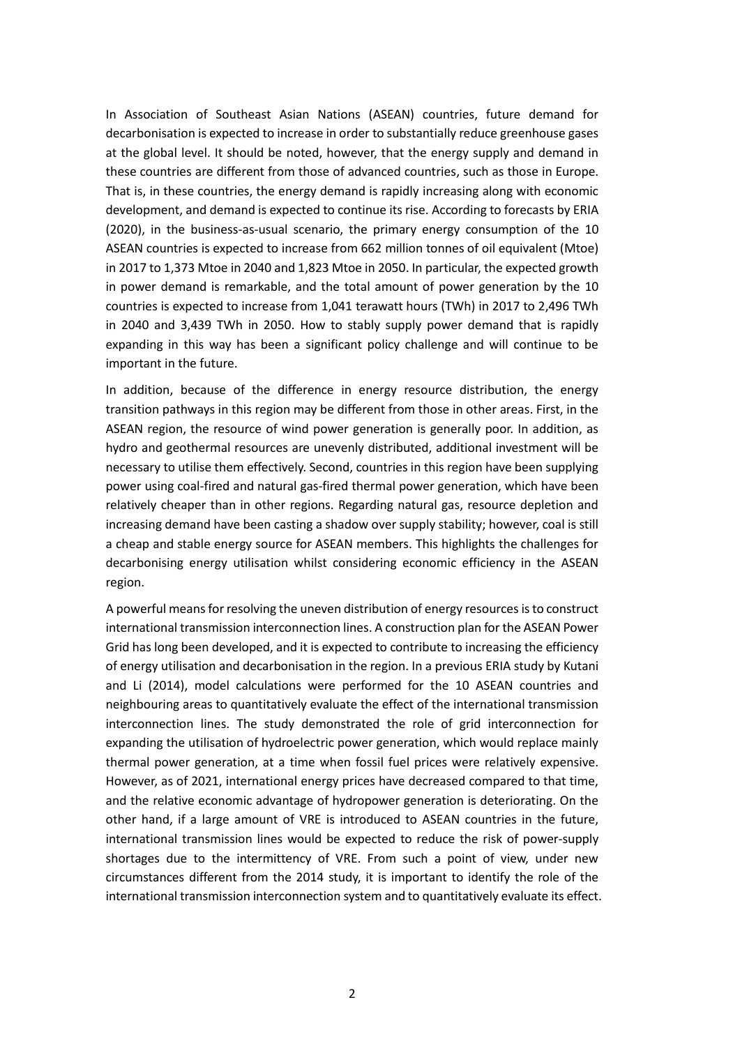In Association of Southeast Asian Nations (ASEAN) countries, future demand for decarbonisation is expected to increase in order to substantially reduce greenhouse gases at the global level. It should be noted, however, that the energy supply and demand in these countries are different from those of advanced countries, such as those in Europe. That is, in these countries, the energy demand is rapidly increasing along with economic development, and demand is expected to continue its rise. According to forecasts by ERIA (2020), in the business-as-usual scenario, the primary energy consumption of the 10 ASEAN countries is expected to increase from 662 million tonnes of oil equivalent (Mtoe) in 2017 to 1,373 Mtoe in 2040 and 1,823 Mtoe in 2050. In particular, the expected growth in power demand is remarkable, and the total amount of power generation by the 10 countries is expected to increase from 1,041 terawatt hours (TWh) in 2017 to 2,496 TWh in 2040 and 3,439 TWh in 2050. How to stably supply power demand that is rapidly expanding in this way has been a significant policy challenge and will continue to be important in the future.

In addition, because of the difference in energy resource distribution, the energy transition pathways in this region may be different from those in other areas. First, in the ASEAN region, the resource of wind power generation is generally poor. In addition, as hydro and geothermal resources are unevenly distributed, additional investment will be necessary to utilise them effectively. Second, countries in this region have been supplying power using coal-fired and natural gas-fired thermal power generation, which have been relatively cheaper than in other regions. Regarding natural gas, resource depletion and increasing demand have been casting a shadow over supply stability; however, coal is still a cheap and stable energy source for ASEAN members. This highlights the challenges for decarbonising energy utilisation whilst considering economic efficiency in the ASEAN region.

A powerful means for resolving the uneven distribution of energy resources is to construct international transmission interconnection lines. A construction plan for the ASEAN Power Grid has long been developed, and it is expected to contribute to increasing the efficiency of energy utilisation and decarbonisation in the region. In a previous ERIA study by Kutani and Li (2014), model calculations were performed for the 10 ASEAN countries and neighbouring areas to quantitatively evaluate the effect of the international transmission interconnection lines. The study demonstrated the role of grid interconnection for expanding the utilisation of hydroelectric power generation, which would replace mainly thermal power generation, at a time when fossil fuel prices were relatively expensive. However, as of 2021, international energy prices have decreased compared to that time, and the relative economic advantage of hydropower generation is deteriorating. On the other hand, if a large amount of VRE is introduced to ASEAN countries in the future, international transmission lines would be expected to reduce the risk of power-supply shortages due to the intermittency of VRE. From such a point of view, under new circumstances different from the 2014 study, it is important to identify the role of the international transmission interconnection system and to quantitatively evaluate its effect.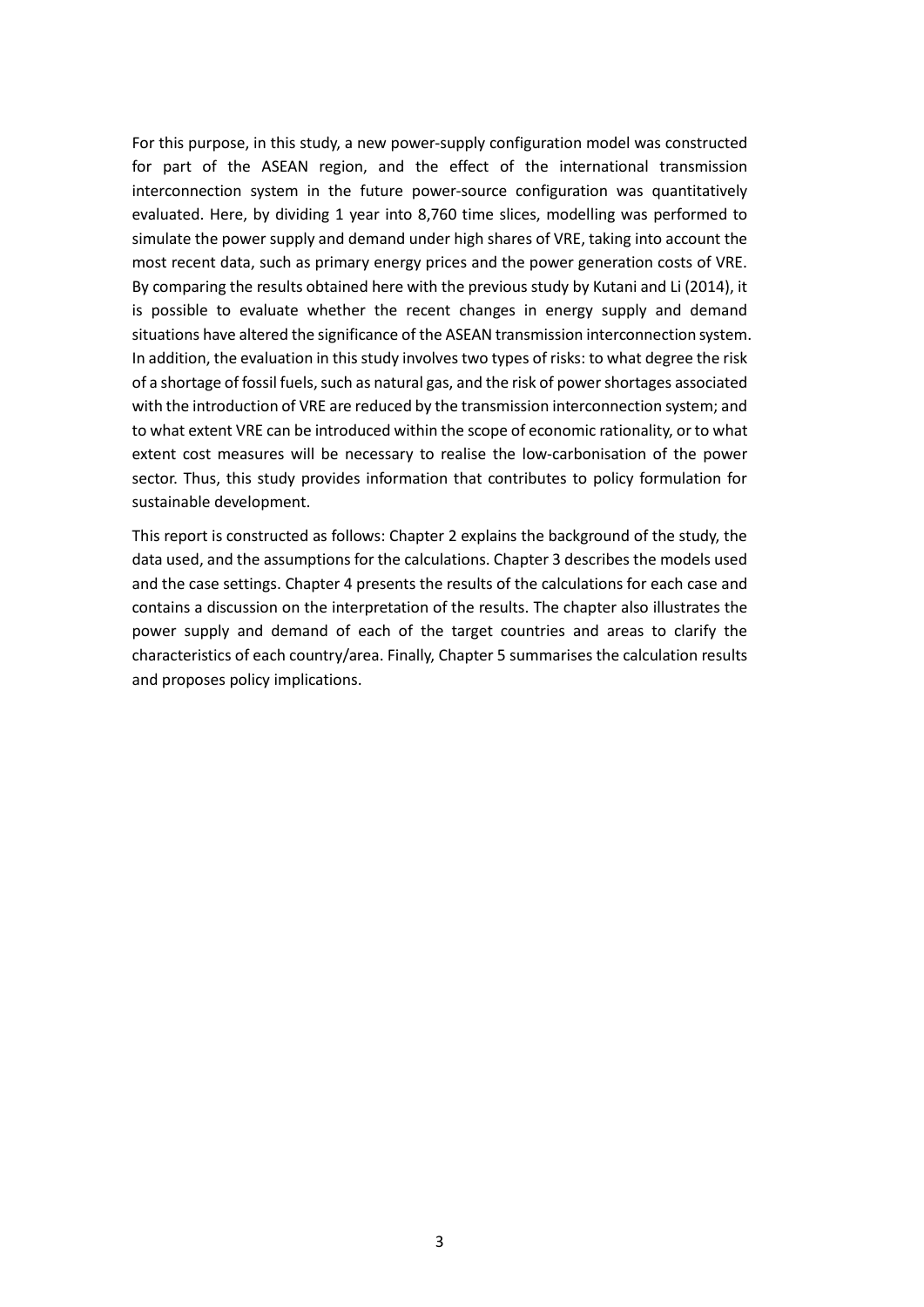For this purpose, in this study, a new power-supply configuration model was constructed for part of the ASEAN region, and the effect of the international transmission interconnection system in the future power-source configuration was quantitatively evaluated. Here, by dividing 1 year into 8,760 time slices, modelling was performed to simulate the power supply and demand under high shares of VRE, taking into account the most recent data, such as primary energy prices and the power generation costs of VRE. By comparing the results obtained here with the previous study by Kutani and Li (2014), it is possible to evaluate whether the recent changes in energy supply and demand situations have altered the significance of the ASEAN transmission interconnection system. In addition, the evaluation in this study involves two types of risks: to what degree the risk of a shortage of fossil fuels, such as natural gas, and the risk of power shortages associated with the introduction of VRE are reduced by the transmission interconnection system; and to what extent VRE can be introduced within the scope of economic rationality, or to what extent cost measures will be necessary to realise the low-carbonisation of the power sector. Thus, this study provides information that contributes to policy formulation for sustainable development.

This report is constructed as follows: Chapter 2 explains the background of the study, the data used, and the assumptions for the calculations. Chapter 3 describes the models used and the case settings. Chapter 4 presents the results of the calculations for each case and contains a discussion on the interpretation of the results. The chapter also illustrates the power supply and demand of each of the target countries and areas to clarify the characteristics of each country/area. Finally, Chapter 5 summarises the calculation results and proposes policy implications.